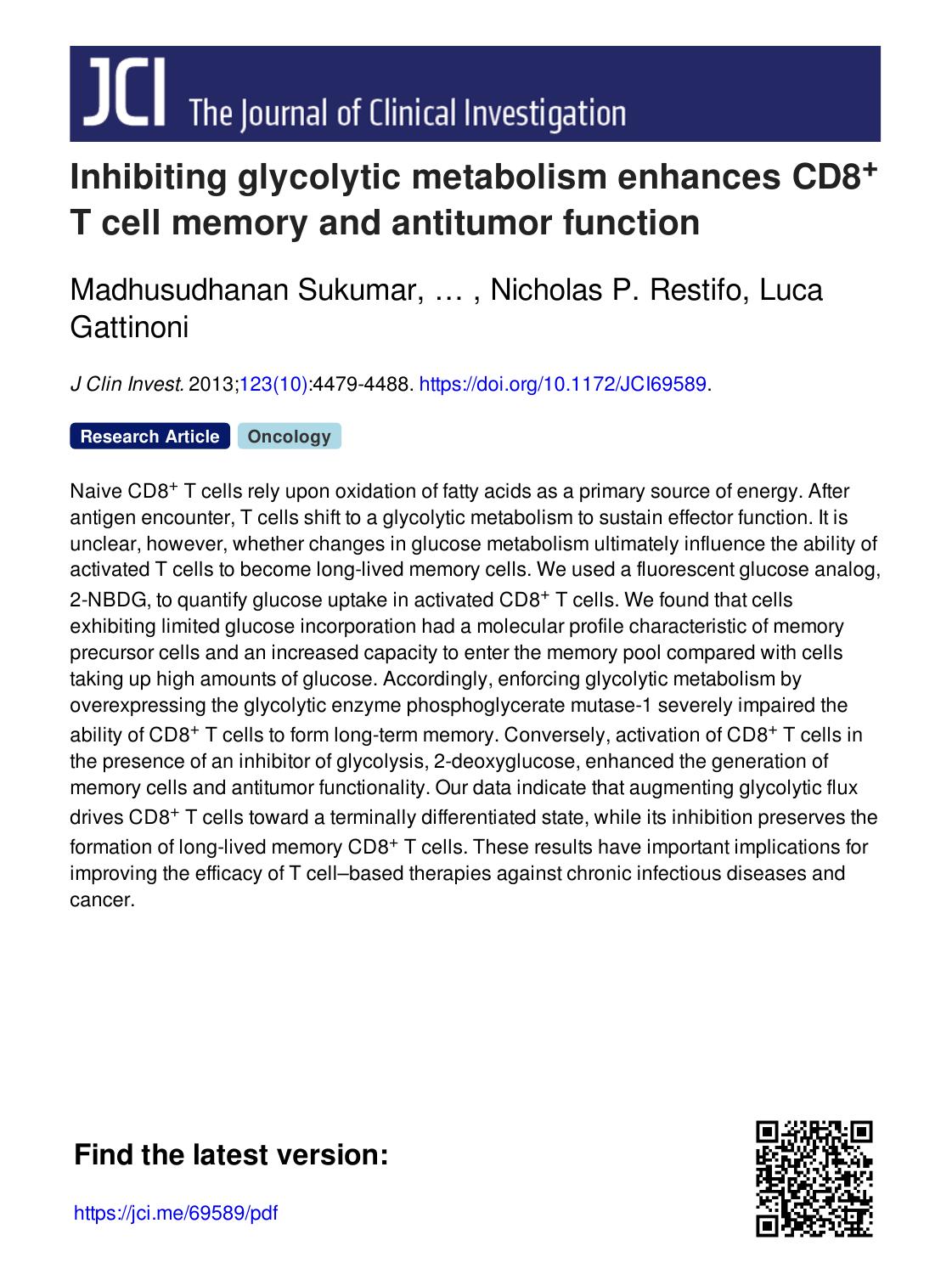# Inhibiting glycolytic metabolism enhances CD8$^+$ T cell memory and antitumor function

Madhusudhanan Sukumar, … , Nicholas P. Restifo, Luca Gattinoni

*J Clin Invest.* 2013;123(10):4479-4488. https://doi.org/10.1172/JCI69589.

**Research Article** **Oncology**

Naive CD8$^+$ T cells rely upon oxidation of fatty acids as a primary source of energy. After antigen encounter, T cells shift to a glycolytic metabolism to sustain effector function. It is unclear, however, whether changes in glucose metabolism ultimately influence the ability of activated T cells to become long-lived memory cells. We used a fluorescent glucose analog, 2-NBDG, to quantify glucose uptake in activated CD8$^+$ T cells. We found that cells exhibiting limited glucose incorporation had a molecular profile characteristic of memory precursor cells and an increased capacity to enter the memory pool compared with cells taking up high amounts of glucose. Accordingly, enforcing glycolytic metabolism by overexpressing the glycolytic enzyme phosphoglycerate mutase-1 severely impaired the ability of CD8$^+$ T cells to form long-term memory. Conversely, activation of CD8$^+$ T cells in the presence of an inhibitor of glycolysis, 2-deoxyglucose, enhanced the generation of memory cells and antitumor functionality. Our data indicate that augmenting glycolytic flux drives CD8$^+$ T cells toward a terminally differentiated state, while its inhibition preserves the formation of long-lived memory CD8$^+$ T cells. These results have important implications for improving the efficacy of T cell–based therapies against chronic infectious diseases and cancer.

**Find the latest version:**

https://jci.me/69589/pdf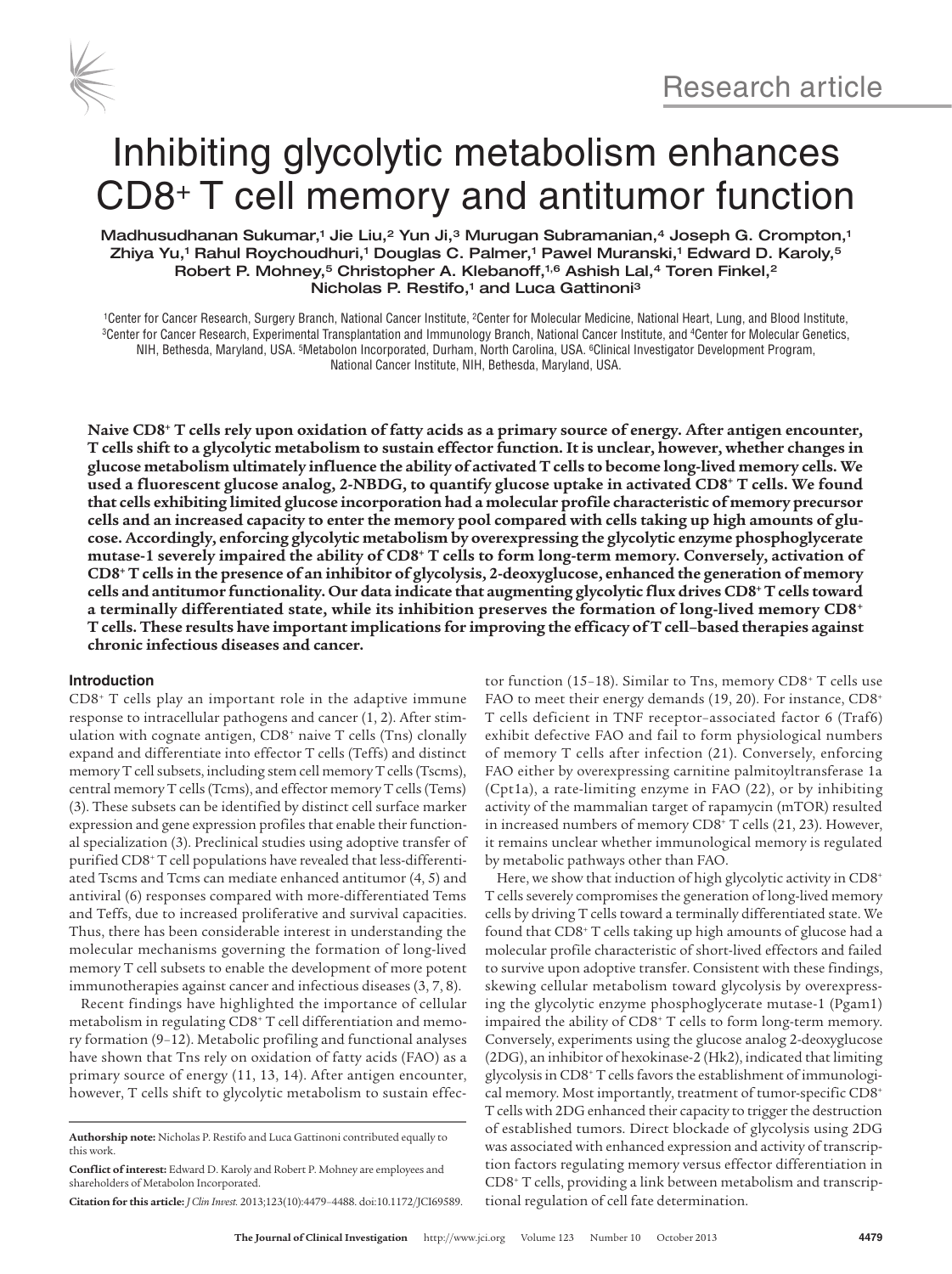Research article

# Inhibiting glycolytic metabolism enhances CD8+ T cell memory and antitumor function

Madhusudhanan Sukumar,[1] Jie Liu,[2] Yun Ji,[3] Murugan Subramanian,[4] Joseph G. Crompton,[1] Zhiya Yu,[1] Rahul Roychoudhuri,[1] Douglas C. Palmer,[1] Pawel Muranski,[1] Edward D. Karoly,[5] Robert P. Mohney,[5] Christopher A. Klebanoff,[1,6] Ashish Lal,[4] Toren Finkel,[2] Nicholas P. Restifo,[1] and Luca Gattinoni[3]

[1]Center for Cancer Research, Surgery Branch, National Cancer Institute, [2]Center for Molecular Medicine, National Heart, Lung, and Blood Institute, [3]Center for Cancer Research, Experimental Transplantation and Immunology Branch, National Cancer Institute, and [4]Center for Molecular Genetics, NIH, Bethesda, Maryland, USA. [5]Metabolon Incorporated, Durham, North Carolina, USA. [6]Clinical Investigator Development Program, National Cancer Institute, NIH, Bethesda, Maryland, USA.

**Naive CD8+ T cells rely upon oxidation of fatty acids as a primary source of energy. After antigen encounter, T cells shift to a glycolytic metabolism to sustain effector function. It is unclear, however, whether changes in glucose metabolism ultimately influence the ability of activated T cells to become long-lived memory cells. We used a fluorescent glucose analog, 2-NBDG, to quantify glucose uptake in activated CD8+ T cells. We found that cells exhibiting limited glucose incorporation had a molecular profile characteristic of memory precursor cells and an increased capacity to enter the memory pool compared with cells taking up high amounts of glucose. Accordingly, enforcing glycolytic metabolism by overexpressing the glycolytic enzyme phosphoglycerate mutase-1 severely impaired the ability of CD8+ T cells to form long-term memory. Conversely, activation of CD8+ T cells in the presence of an inhibitor of glycolysis, 2-deoxyglucose, enhanced the generation of memory cells and antitumor functionality. Our data indicate that augmenting glycolytic flux drives CD8+ T cells toward a terminally differentiated state, while its inhibition preserves the formation of long-lived memory CD8+ T cells. These results have important implications for improving the efficacy of T cell–based therapies against chronic infectious diseases and cancer.**

## Introduction

CD8+ T cells play an important role in the adaptive immune response to intracellular pathogens and cancer (1, 2). After stimulation with cognate antigen, CD8+ naive T cells (Tns) clonally expand and differentiate into effector T cells (Teffs) and distinct memory T cell subsets, including stem cell memory T cells (Tscms), central memory T cells (Tcms), and effector memory T cells (Tems) (3). These subsets can be identified by distinct cell surface marker expression and gene expression profiles that enable their functional specialization (3). Preclinical studies using adoptive transfer of purified CD8+ T cell populations have revealed that less-differentiated Tscms and Tcms can mediate enhanced antitumor (4, 5) and antiviral (6) responses compared with more-differentiated Tems and Teffs, due to increased proliferative and survival capacities. Thus, there has been considerable interest in understanding the molecular mechanisms governing the formation of long-lived memory T cell subsets to enable the development of more potent immunotherapies against cancer and infectious diseases (3, 7, 8).

Recent findings have highlighted the importance of cellular metabolism in regulating CD8+ T cell differentiation and memory formation (9–12). Metabolic profiling and functional analyses have shown that Tns rely on oxidation of fatty acids (FAO) as a primary source of energy (11, 13, 14). After antigen encounter, however, T cells shift to glycolytic metabolism to sustain effector function (15–18). Similar to Tns, memory CD8+ T cells use FAO to meet their energy demands (19, 20). For instance, CD8+ T cells deficient in TNF receptor–associated factor 6 (Traf6) exhibit defective FAO and fail to form physiological numbers of memory T cells after infection (21). Conversely, enforcing FAO either by overexpressing carnitine palmitoyltransferase 1a (Cpt1a), a rate-limiting enzyme in FAO (22), or by inhibiting activity of the mammalian target of rapamycin (mTOR) resulted in increased numbers of memory CD8+ T cells (21, 23). However, it remains unclear whether immunological memory is regulated by metabolic pathways other than FAO.

Here, we show that induction of high glycolytic activity in CD8+ T cells severely compromises the generation of long-lived memory cells by driving T cells toward a terminally differentiated state. We found that CD8+ T cells taking up high amounts of glucose had a molecular profile characteristic of short-lived effectors and failed to survive upon adoptive transfer. Consistent with these findings, skewing cellular metabolism toward glycolysis by overexpressing the glycolytic enzyme phosphoglycerate mutase-1 (Pgam1) impaired the ability of CD8+ T cells to form long-term memory. Conversely, experiments using the glucose analog 2-deoxyglucose (2DG), an inhibitor of hexokinase-2 (Hk2), indicated that limiting glycolysis in CD8+ T cells favors the establishment of immunological memory. Most importantly, treatment of tumor-specific CD8+ T cells with 2DG enhanced their capacity to trigger the destruction of established tumors. Direct blockade of glycolysis using 2DG was associated with enhanced expression and activity of transcription factors regulating memory versus effector differentiation in CD8+ T cells, providing a link between metabolism and transcriptional regulation of cell fate determination.

**Authorship note:** Nicholas P. Restifo and Luca Gattinoni contributed equally to this work.

**Conflict of interest:** Edward D. Karoly and Robert P. Mohney are employees and shareholders of Metabolon Incorporated.

**Citation for this article:** *J Clin Invest.* 2013;123(10):4479–4488. doi:10.1172/JCI69589.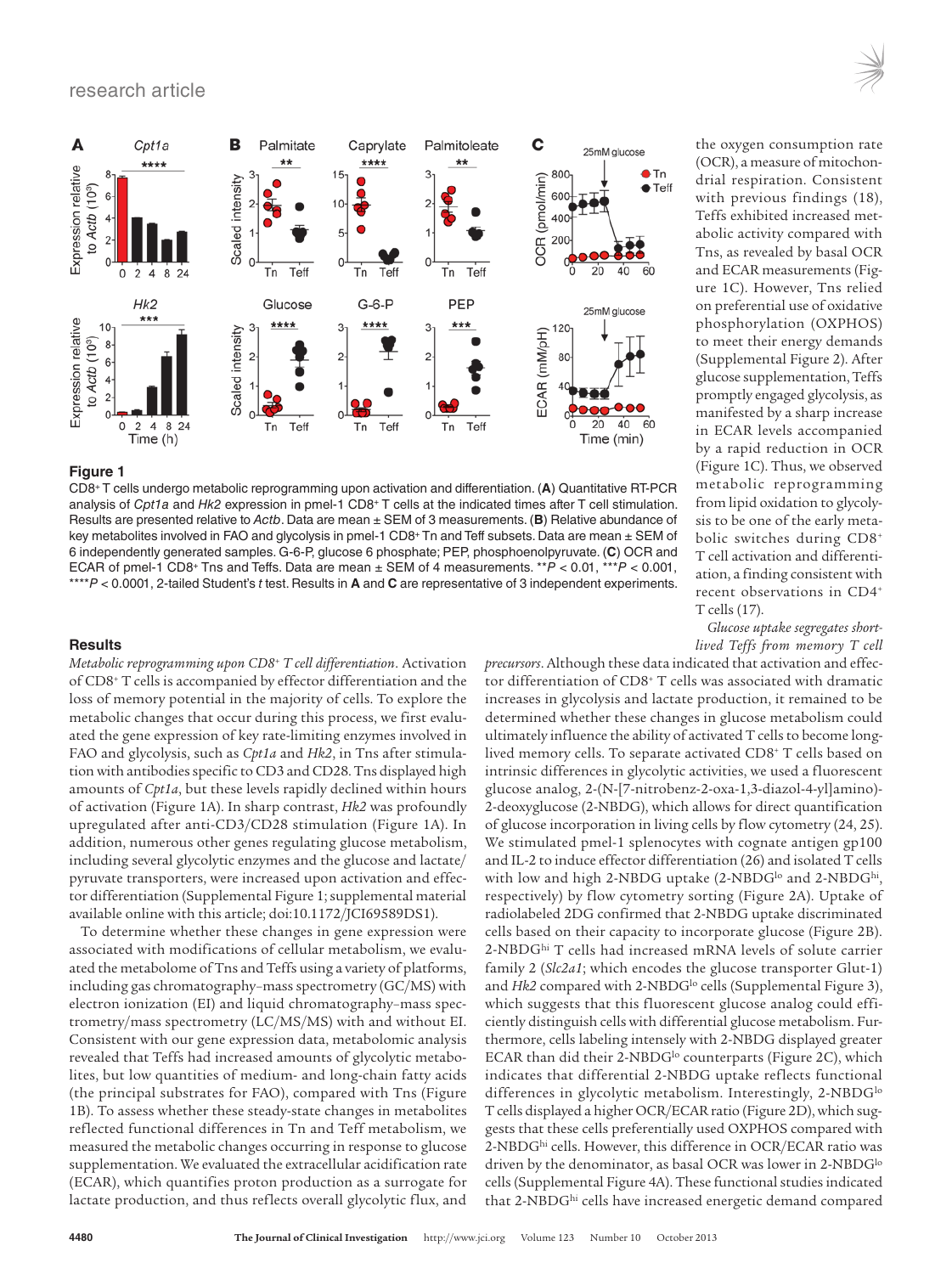**Figure 1**

$CD8^+$ T cells undergo metabolic reprogramming upon activation and differentiation. (**A**) Quantitative RT-PCR analysis of *Cpt1a* and *Hk2* expression in pmel-1 $CD8^+$ T cells at the indicated times after T cell stimulation. Results are presented relative to *Actb*. Data are mean ± SEM of 3 measurements. (**B**) Relative abundance of key metabolites involved in FAO and glycolysis in pmel-1 $CD8^+$ Tn and Teff subsets. Data are mean ± SEM of 6 independently generated samples. G-6-P, glucose 6 phosphate; PEP, phosphoenolpyruvate. (**C**) OCR and ECAR of pmel-1 $CD8^+$ Tns and Teffs. Data are mean ± SEM of 4 measurements. $^{**}P < 0.01$, $^{***}P < 0.001$, $^{****}P < 0.0001$, 2-tailed Student's *t* test. Results in **A** and **C** are representative of 3 independent experiments.

## Results

*Metabolic reprogramming upon $CD8^+$ T cell differentiation*. Activation of $CD8^+$ T cells is accompanied by effector differentiation and the loss of memory potential in the majority of cells. To explore the metabolic changes that occur during this process, we first evaluated the gene expression of key rate-limiting enzymes involved in FAO and glycolysis, such as *Cpt1a* and *Hk2*, in Tns after stimulation with antibodies specific to CD3 and CD28. Tns displayed high amounts of *Cpt1a*, but these levels rapidly declined within hours of activation (Figure 1A). In sharp contrast, *Hk2* was profoundly upregulated after anti-CD3/CD28 stimulation (Figure 1A). In addition, numerous other genes regulating glucose metabolism, including several glycolytic enzymes and the glucose and lactate/pyruvate transporters, were increased upon activation and effector differentiation (Supplemental Figure 1; supplemental material available online with this article; doi:10.1172/JCI69589DS1).

To determine whether these changes in gene expression were associated with modifications of cellular metabolism, we evaluated the metabolome of Tns and Teffs using a variety of platforms, including gas chromatography–mass spectrometry (GC/MS) with electron ionization (EI) and liquid chromatography–mass spectrometry/mass spectrometry (LC/MS/MS) with and without EI. Consistent with our gene expression data, metabolomic analysis revealed that Teffs had increased amounts of glycolytic metabolites, but low quantities of medium- and long-chain fatty acids (the principal substrates for FAO), compared with Tns (Figure 1B). To assess whether these steady-state changes in metabolites reflected functional differences in Tn and Teff metabolism, we measured the metabolic changes occurring in response to glucose supplementation. We evaluated the extracellular acidification rate (ECAR), which quantifies proton production as a surrogate for lactate production, and thus reflects overall glycolytic flux, and the oxygen consumption rate (OCR), a measure of mitochondrial respiration. Consistent with previous findings (18), Teffs exhibited increased metabolic activity compared with Tns, as revealed by basal OCR and ECAR measurements (Figure 1C). However, Tns relied on preferential use of oxidative phosphorylation (OXPHOS) to meet their energy demands (Supplemental Figure 2). After glucose supplementation, Teffs promptly engaged glycolysis, as manifested by a sharp increase in ECAR levels accompanied by a rapid reduction in OCR (Figure 1C). Thus, we observed metabolic reprogramming from lipid oxidation to glycolysis to be one of the early metabolic switches during $CD8^+$ T cell activation and differentiation, a finding consistent with recent observations in $CD4^+$ T cells (17).

*Glucose uptake segregates short-lived Teffs from memory T cell precursors*. Although these data indicated that activation and effector differentiation of $CD8^+$ T cells was associated with dramatic increases in glycolysis and lactate production, it remained to be determined whether these changes in glucose metabolism could ultimately influence the ability of activated T cells to become long-lived memory cells. To separate activated $CD8^+$ T cells based on intrinsic differences in glycolytic activities, we used a fluorescent glucose analog, 2-(N-[7-nitrobenz-2-oxa-1,3-diazol-4-yl]amino)-2-deoxyglucose (2-NBDG), which allows for direct quantification of glucose incorporation in living cells by flow cytometry (24, 25). We stimulated pmel-1 splenocytes with cognate antigen gp100 and IL-2 to induce effector differentiation (26) and isolated T cells with low and high 2-NBDG uptake (2-NBDG$^{lo}$ and 2-NBDG$^{hi}$, respectively) by flow cytometry sorting (Figure 2A). Uptake of radiolabeled 2DG confirmed that 2-NBDG uptake discriminated cells based on their capacity to incorporate glucose (Figure 2B). 2-NBDG$^{hi}$ T cells had increased mRNA levels of solute carrier family 2 (*Slc2a1*; which encodes the glucose transporter Glut-1) and *Hk2* compared with 2-NBDG$^{lo}$ cells (Supplemental Figure 3), which suggests that this fluorescent glucose analog could efficiently distinguish cells with differential glucose metabolism. Furthermore, cells labeling intensely with 2-NBDG displayed greater ECAR than did their 2-NBDG$^{lo}$ counterparts (Figure 2C), which indicates that differential 2-NBDG uptake reflects functional differences in glycolytic metabolism. Interestingly, 2-NBDG$^{lo}$ T cells displayed a higher OCR/ECAR ratio (Figure 2D), which suggests that these cells preferentially used OXPHOS compared with 2-NBDG$^{hi}$ cells. However, this difference in OCR/ECAR ratio was driven by the denominator, as basal OCR was lower in 2-NBDG$^{lo}$ cells (Supplemental Figure 4A). These functional studies indicated that 2-NBDG$^{hi}$ cells have increased energetic demand compared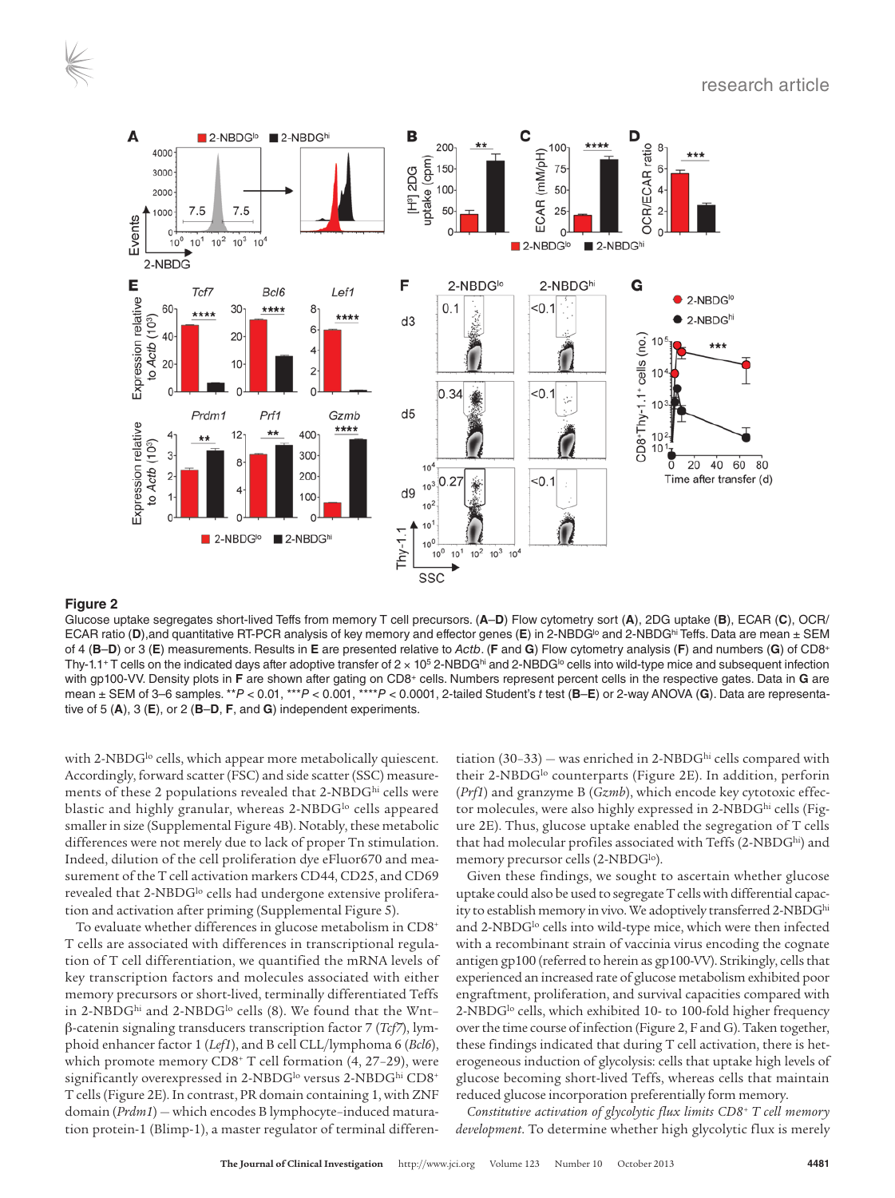**Figure 2**

Glucose uptake segregates short-lived Teffs from memory T cell precursors. (**A**–**D**) Flow cytometry sort (**A**), 2DG uptake (**B**), ECAR (**C**), OCR/ECAR ratio (**D**), and quantitative RT-PCR analysis of key memory and effector genes (**E**) in 2-NBDG$^{lo}$ and 2-NBDG$^{hi}$ Teffs. Data are mean ± SEM of 4 (**B**–**D**) or 3 (**E**) measurements. Results in **E** are presented relative to *Actb*. (**F** and **G**) Flow cytometry analysis (**F**) and numbers (**G**) of CD8$^+$ Thy-1.1$^+$ T cells on the indicated days after adoptive transfer of $2 \times 10^5$ 2-NBDG$^{hi}$ and 2-NBDG$^{lo}$ cells into wild-type mice and subsequent infection with gp100-VV. Density plots in **F** are shown after gating on CD8$^+$ cells. Numbers represent percent cells in the respective gates. Data in **G** are mean ± SEM of 3–6 samples. \*\*$P < 0.01$, \*\*\*$P < 0.001$, \*\*\*\*$P < 0.0001$, 2-tailed Student's $t$ test (**B**–**E**) or 2-way ANOVA (**G**). Data are representative of 5 (**A**), 3 (**E**), or 2 (**B**–**D**, **F**, and **G**) independent experiments.

with 2-NBDG$^{lo}$ cells, which appear more metabolically quiescent. Accordingly, forward scatter (FSC) and side scatter (SSC) measurements of these 2 populations revealed that 2-NBDG$^{hi}$ cells were blastic and highly granular, whereas 2-NBDG$^{lo}$ cells appeared smaller in size (Supplemental Figure 4B). Notably, these metabolic differences were not merely due to lack of proper Tn stimulation. Indeed, dilution of the cell proliferation dye eFluor670 and measurement of the T cell activation markers CD44, CD25, and CD69 revealed that 2-NBDG$^{lo}$ cells had undergone extensive proliferation and activation after priming (Supplemental Figure 5).

To evaluate whether differences in glucose metabolism in CD8$^+$ T cells are associated with differences in transcriptional regulation of T cell differentiation, we quantified the mRNA levels of key transcription factors and molecules associated with either memory precursors or short-lived, terminally differentiated Teffs in 2-NBDG$^{hi}$ and 2-NBDG$^{lo}$ cells (8). We found that the Wnt–β-catenin signaling transducers transcription factor 7 (*Tcf7*), lymphoid enhancer factor 1 (*Lef1*), and B cell CLL/lymphoma 6 (*Bcl6*), which promote memory CD8$^+$ T cell formation (4, 27–29), were significantly overexpressed in 2-NBDG$^{lo}$ versus 2-NBDG$^{hi}$ CD8$^+$ T cells (Figure 2E). In contrast, PR domain containing 1, with ZNF domain (*Prdm1*) — which encodes B lymphocyte–induced maturation protein-1 (Blimp-1), a master regulator of terminal differentiation (30–33) — was enriched in 2-NBDG$^{hi}$ cells compared with their 2-NBDG$^{lo}$ counterparts (Figure 2E). In addition, perforin (*Prf1*) and granzyme B (*Gzmb*), which encode key cytotoxic effector molecules, were also highly expressed in 2-NBDG$^{hi}$ cells (Figure 2E). Thus, glucose uptake enabled the segregation of T cells that had molecular profiles associated with Teffs (2-NBDG$^{hi}$) and memory precursor cells (2-NBDG$^{lo}$).

Given these findings, we sought to ascertain whether glucose uptake could also be used to segregate T cells with differential capacity to establish memory in vivo. We adoptively transferred 2-NBDG$^{hi}$ and 2-NBDG$^{lo}$ cells into wild-type mice, which were then infected with a recombinant strain of vaccinia virus encoding the cognate antigen gp100 (referred to herein as gp100-VV). Strikingly, cells that experienced an increased rate of glucose metabolism exhibited poor engraftment, proliferation, and survival capacities compared with 2-NBDG$^{lo}$ cells, which exhibited 10- to 100-fold higher frequency over the time course of infection (Figure 2, F and G). Taken together, these findings indicated that during T cell activation, there is heterogeneous induction of glycolysis: cells that uptake high levels of glucose becoming short-lived Teffs, whereas cells that maintain reduced glucose incorporation preferentially form memory.

*Constitutive activation of glycolytic flux limits CD8$^+$ T cell memory development.* To determine whether high glycolytic flux is merely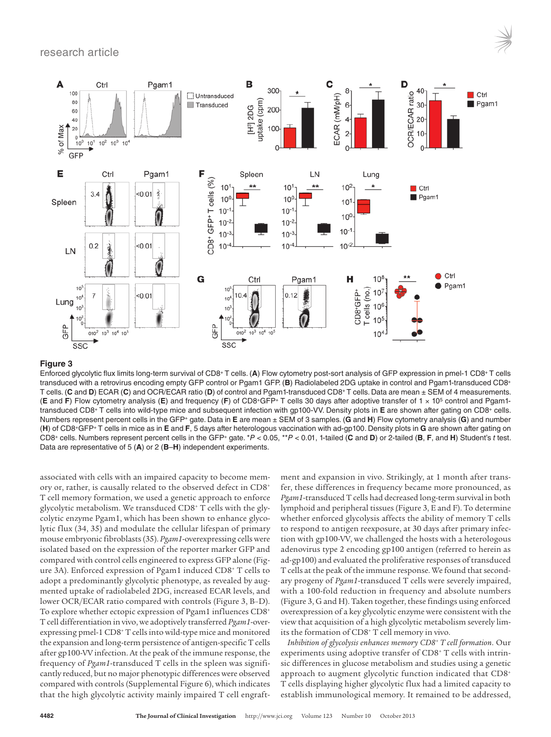**Figure 3**

Enforced glycolytic flux limits long-term survival of $CD8^+$ T cells. (**A**) Flow cytometry post-sort analysis of GFP expression in pmel-1 $CD8^+$ T cells transduced with a retrovirus encoding empty GFP control or Pgam1 GFP. (**B**) Radiolabeled 2DG uptake in control and Pgam1-transduced $CD8^+$ T cells. (**C** and **D**) ECAR (**C**) and OCR/ECAR ratio (**D**) of control and Pgam1-transduced $CD8^+$ T cells. Data are mean ± SEM of 4 measurements. (**E** and **F**) Flow cytometry analysis (**E**) and frequency (**F**) of $CD8^+GFP^+$ T cells 30 days after adoptive transfer of $1 \times 10^5$ control and Pgam1-transduced $CD8^+$ T cells into wild-type mice and subsequent infection with gp100-VV. Density plots in **E** are shown after gating on $CD8^+$ cells. Numbers represent percent cells in the $GFP^+$ gate. Data in **E** are mean ± SEM of 3 samples. (**G** and **H**) Flow cytometry analysis (**G**) and number (**H**) of $CD8^+GFP^+$ T cells in mice as in **E** and **F**, 5 days after heterologous vaccination with ad-gp100. Density plots in **G** are shown after gating on $CD8^+$ cells. Numbers represent percent cells in the $GFP^+$ gate. *$P < 0.05$, **$P < 0.01$, 1-tailed (**C** and **D**) or 2-tailed (**B**, **F**, and **H**) Student's $t$ test. Data are representative of 5 (**A**) or 2 (**B**–**H**) independent experiments.

associated with cells with an impaired capacity to become memory or, rather, is causally related to the observed defect in $CD8^+$ T cell memory formation, we used a genetic approach to enforce glycolytic metabolism. We transduced $CD8^+$ T cells with the glycolytic enzyme Pgam1, which has been shown to enhance glycolytic flux (34, 35) and modulate the cellular lifespan of primary mouse embryonic fibroblasts (35). *Pgam1*-overexpressing cells were isolated based on the expression of the reporter marker GFP and compared with control cells engineered to express GFP alone (Figure 3A). Enforced expression of Pgam1 induced $CD8^+$ T cells to adopt a predominantly glycolytic phenotype, as revealed by augmented uptake of radiolabeled 2DG, increased ECAR levels, and lower OCR/ECAR ratio compared with controls (Figure 3, B–D). To explore whether ectopic expression of Pgam1 influences $CD8^+$ T cell differentiation in vivo, we adoptively transferred *Pgam1*-overexpressing pmel-1 $CD8^+$ T cells into wild-type mice and monitored the expansion and long-term persistence of antigen-specific T cells after gp100-VV infection. At the peak of the immune response, the frequency of *Pgam1*-transduced T cells in the spleen was significantly reduced, but no major phenotypic differences were observed compared with controls (Supplemental Figure 6), which indicates that the high glycolytic activity mainly impaired T cell engraftment and expansion in vivo. Strikingly, at 1 month after transfer, these differences in frequency became more pronounced, as *Pgam1*-transduced T cells had decreased long-term survival in both lymphoid and peripheral tissues (Figure 3, E and F). To determine whether enforced glycolysis affects the ability of memory T cells to respond to antigen reexposure, at 30 days after primary infection with gp100-VV, we challenged the hosts with a heterologous adenovirus type 2 encoding gp100 antigen (referred to herein as ad-gp100) and evaluated the proliferative responses of transduced T cells at the peak of the immune response. We found that secondary progeny of *Pgam1*-transduced T cells were severely impaired, with a 100-fold reduction in frequency and absolute numbers (Figure 3, G and H). Taken together, these findings using enforced overexpression of a key glycolytic enzyme were consistent with the view that acquisition of a high glycolytic metabolism severely limits the formation of $CD8^+$ T cell memory in vivo.

*Inhibition of glycolysis enhances memory $CD8^+$ T cell formation.* Our experiments using adoptive transfer of $CD8^+$ T cells with intrinsic differences in glucose metabolism and studies using a genetic approach to augment glycolytic function indicated that $CD8^+$ T cells displaying higher glycolytic flux had a limited capacity to establish immunological memory. It remained to be addressed,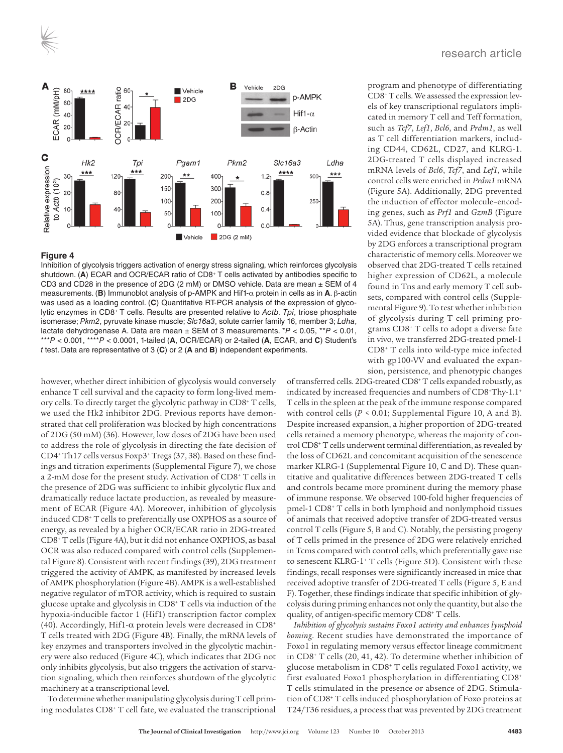**Figure 4**

Inhibition of glycolysis triggers activation of energy stress signaling, which reinforces glycolysis shutdown. (**A**) ECAR and OCR/ECAR ratio of CD8+ T cells activated by antibodies specific to CD3 and CD28 in the presence of 2DG (2 mM) or DMSO vehicle. Data are mean ± SEM of 4 measurements. (**B**) Immunoblot analysis of p-AMPK and Hif1-α protein in cells as in **A**. β-actin was used as a loading control. (**C**) Quantitative RT-PCR analysis of the expression of glycolytic enzymes in CD8+ T cells. Results are presented relative to *Actb*. *Tpi*, triose phosphate isomerase; *Pkm2*, pyruvate kinase muscle; *Slc16a3*, solute carrier family 16, member 3; *Ldha*, lactate dehydrogenase A. Data are mean ± SEM of 3 measurements. $^{*}P < 0.05$, $^{**}P < 0.01$, $^{***}P < 0.001$, $^{****}P < 0.0001$, 1-tailed (**A**, OCR/ECAR) or 2-tailed (**A**, ECAR, and **C**) Student's *t* test. Data are representative of 3 (**C**) or 2 (**A** and **B**) independent experiments.

however, whether direct inhibition of glycolysis would conversely enhance T cell survival and the capacity to form long-lived memory cells. To directly target the glycolytic pathway in CD8+ T cells, we used the Hk2 inhibitor 2DG. Previous reports have demonstrated that cell proliferation was blocked by high concentrations of 2DG (50 mM) (36). However, low doses of 2DG have been used to address the role of glycolysis in directing the fate decision of CD4+ Th17 cells versus Foxp3+ Tregs (37, 38). Based on these findings and titration experiments (Supplemental Figure 7), we chose a 2-mM dose for the present study. Activation of CD8+ T cells in the presence of 2DG was sufficient to inhibit glycolytic flux and dramatically reduce lactate production, as revealed by measurement of ECAR (Figure 4A). Moreover, inhibition of glycolysis induced CD8+ T cells to preferentially use OXPHOS as a source of energy, as revealed by a higher OCR/ECAR ratio in 2DG-treated CD8+ T cells (Figure 4A), but it did not enhance OXPHOS, as basal OCR was also reduced compared with control cells (Supplemental Figure 8). Consistent with recent findings (39), 2DG treatment triggered the activity of AMPK, as manifested by increased levels of AMPK phosphorylation (Figure 4B). AMPK is a well-established negative regulator of mTOR activity, which is required to sustain glucose uptake and glycolysis in CD8+ T cells via induction of the hypoxia-inducible factor 1 (Hif1) transcription factor complex (40). Accordingly, Hif1-α protein levels were decreased in CD8+ T cells treated with 2DG (Figure 4B). Finally, the mRNA levels of key enzymes and transporters involved in the glycolytic machinery were also reduced (Figure 4C), which indicates that 2DG not only inhibits glycolysis, but also triggers the activation of starvation signaling, which then reinforces shutdown of the glycolytic machinery at a transcriptional level.

To determine whether manipulating glycolysis during T cell priming modulates CD8+ T cell fate, we evaluated the transcriptional program and phenotype of differentiating CD8+ T cells. We assessed the expression levels of key transcriptional regulators implicated in memory T cell and Teff formation, such as *Tcf7*, *Lef1*, *Bcl6*, and *Prdm1*, as well as T cell differentiation markers, including CD44, CD62L, CD27, and KLRG-1. 2DG-treated T cells displayed increased mRNA levels of *Bcl6*, *Tcf7*, and *Lef1*, while control cells were enriched in *Prdm1* mRNA (Figure 5A). Additionally, 2DG prevented the induction of effector molecule–encoding genes, such as *Prf1* and *GzmB* (Figure 5A). Thus, gene transcription analysis provided evidence that blockade of glycolysis by 2DG enforces a transcriptional program characteristic of memory cells. Moreover we observed that 2DG-treated T cells retained higher expression of CD62L, a molecule found in Tns and early memory T cell subsets, compared with control cells (Supplemental Figure 9). To test whether inhibition of glycolysis during T cell priming programs CD8+ T cells to adopt a diverse fate in vivo, we transferred 2DG-treated pmel-1 CD8+ T cells into wild-type mice infected with gp100-VV and evaluated the expansion, persistence, and phenotypic changes of transferred cells. 2DG-treated CD8+ T cells expanded robustly, as indicated by increased frequencies and numbers of CD8+Thy-1.1+ T cells in the spleen at the peak of the immune response compared with control cells ($P < 0.01$; Supplemental Figure 10, A and B). Despite increased expansion, a higher proportion of 2DG-treated cells retained a memory phenotype, whereas the majority of control CD8+ T cells underwent terminal differentiation, as revealed by the loss of CD62L and concomitant acquisition of the senescence marker KLRG-1 (Supplemental Figure 10, C and D). These quantitative and qualitative differences between 2DG-treated T cells and controls became more prominent during the memory phase of immune response. We observed 100-fold higher frequencies of pmel-1 CD8+ T cells in both lymphoid and nonlymphoid tissues of animals that received adoptive transfer of 2DG-treated versus control T cells (Figure 5, B and C). Notably, the persisting progeny of T cells primed in the presence of 2DG were relatively enriched in Tcms compared with control cells, which preferentially gave rise to senescent KLRG-1+ T cells (Figure 5D). Consistent with these findings, recall responses were significantly increased in mice that received adoptive transfer of 2DG-treated T cells (Figure 5, E and F). Together, these findings indicate that specific inhibition of glycolysis during priming enhances not only the quantity, but also the quality, of antigen-specific memory CD8+ T cells.

*Inhibition of glycolysis sustains Foxo1 activity and enhances lymphoid homing.* Recent studies have demonstrated the importance of Foxo1 in regulating memory versus effector lineage commitment in CD8+ T cells (20, 41, 42). To determine whether inhibition of glucose metabolism in CD8+ T cells regulated Foxo1 activity, we first evaluated Foxo1 phosphorylation in differentiating CD8+ T cells stimulated in the presence or absence of 2DG. Stimulation of CD8+ T cells induced phosphorylation of Foxo proteins at T24/T36 residues, a process that was prevented by 2DG treatment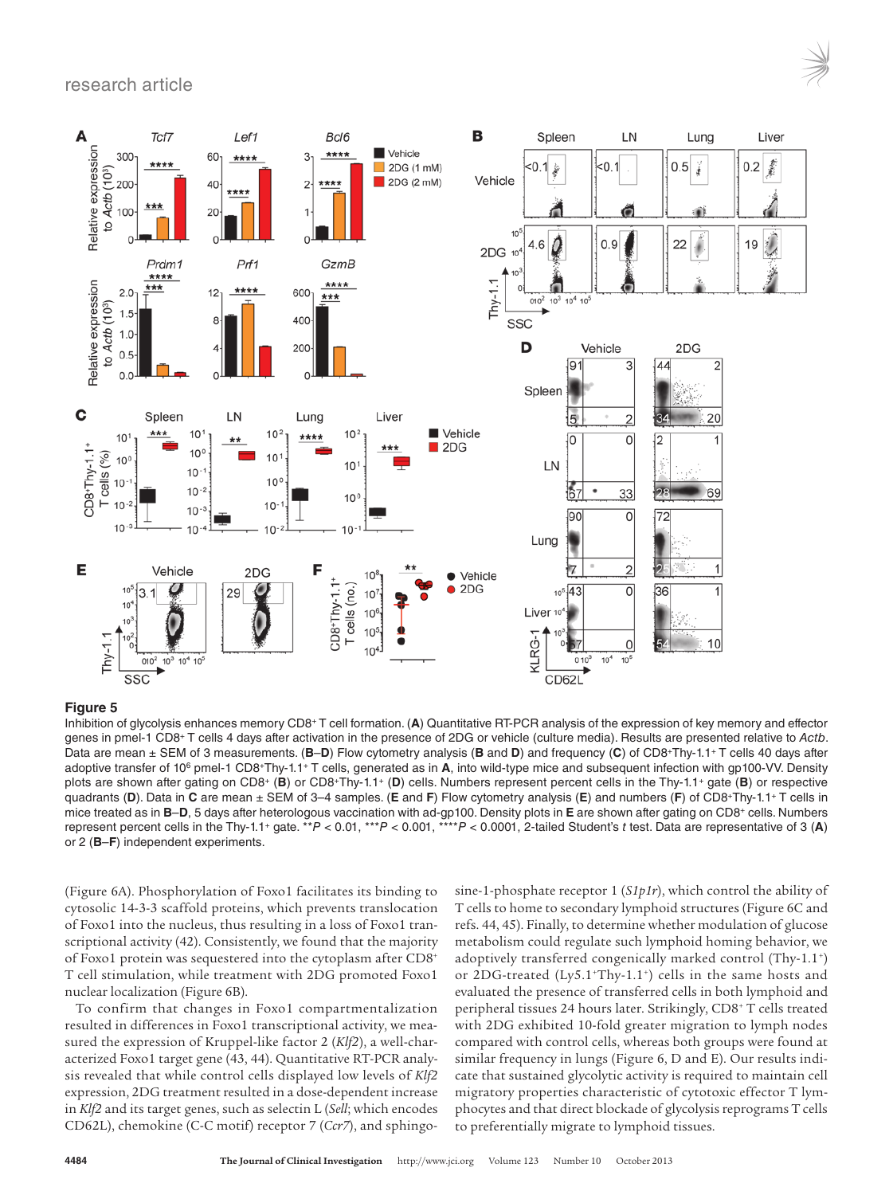**Figure 5**

Inhibition of glycolysis enhances memory CD8+ T cell formation. (**A**) Quantitative RT-PCR analysis of the expression of key memory and effector genes in pmel-1 CD8+ T cells 4 days after activation in the presence of 2DG or vehicle (culture media). Results are presented relative to *Actb*. Data are mean ± SEM of 3 measurements. (**B**–**D**) Flow cytometry analysis (**B** and **D**) and frequency (**C**) of CD8+Thy-1.1+ T cells 40 days after adoptive transfer of $10^6$ pmel-1 CD8+Thy-1.1+ T cells, generated as in **A**, into wild-type mice and subsequent infection with gp100-VV. Density plots are shown after gating on CD8+ (**B**) or CD8+Thy-1.1+ (**D**) cells. Numbers represent percent cells in the Thy-1.1+ gate (**B**) or respective quadrants (**D**). Data in **C** are mean ± SEM of 3–4 samples. (**E** and **F**) Flow cytometry analysis (**E**) and numbers (**F**) of CD8+Thy-1.1+ T cells in mice treated as in **B**–**D**, 5 days after heterologous vaccination with ad-gp100. Density plots in **E** are shown after gating on CD8+ cells. Numbers represent percent cells in the Thy-1.1+ gate. \*\*$P < 0.01$, \*\*\*$P < 0.001$, \*\*\*\*$P < 0.0001$, 2-tailed Student's *t* test. Data are representative of 3 (**A**) or 2 (**B**–**F**) independent experiments.

(Figure 6A). Phosphorylation of Foxo1 facilitates its binding to cytosolic 14-3-3 scaffold proteins, which prevents translocation of Foxo1 into the nucleus, thus resulting in a loss of Foxo1 transcriptional activity (42). Consistently, we found that the majority of Foxo1 protein was sequestered into the cytoplasm after CD8+ T cell stimulation, while treatment with 2DG promoted Foxo1 nuclear localization (Figure 6B).

To confirm that changes in Foxo1 compartmentalization resulted in differences in Foxo1 transcriptional activity, we measured the expression of Kruppel-like factor 2 (*Klf2*), a well-characterized Foxo1 target gene (43, 44). Quantitative RT-PCR analysis revealed that while control cells displayed low levels of *Klf2* expression, 2DG treatment resulted in a dose-dependent increase in *Klf2* and its target genes, such as selectin L (*Sell*; which encodes CD62L), chemokine (C-C motif) receptor 7 (*Ccr7*), and sphingosine-1-phosphate receptor 1 (*S1p1r*), which control the ability of T cells to home to secondary lymphoid structures (Figure 6C and refs. 44, 45). Finally, to determine whether modulation of glucose metabolism could regulate such lymphoid homing behavior, we adoptively transferred congenically marked control (Thy-1.1+) or 2DG-treated (Ly5.1+Thy-1.1+) cells in the same hosts and evaluated the presence of transferred cells in both lymphoid and peripheral tissues 24 hours later. Strikingly, CD8+ T cells treated with 2DG exhibited 10-fold greater migration to lymph nodes compared with control cells, whereas both groups were found at similar frequency in lungs (Figure 6, D and E). Our results indicate that sustained glycolytic activity is required to maintain cell migratory properties characteristic of cytotoxic effector T lymphocytes and that direct blockade of glycolysis reprograms T cells to preferentially migrate to lymphoid tissues.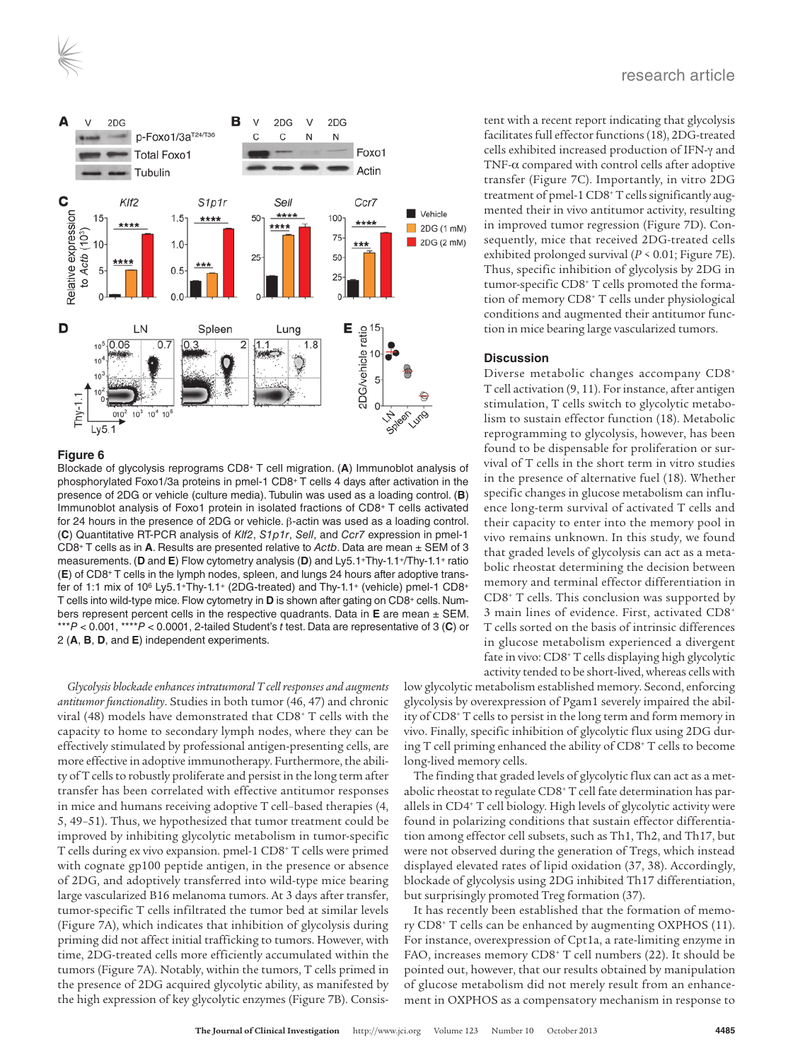**Figure 6**

Blockade of glycolysis reprograms CD8+ T cell migration. (**A**) Immunoblot analysis of phosphorylated Foxo1/3a proteins in pmel-1 CD8+ T cells 4 days after activation in the presence of 2DG or vehicle (culture media). Tubulin was used as a loading control. (**B**) Immunoblot analysis of Foxo1 protein in isolated fractions of CD8+ T cells activated for 24 hours in the presence of 2DG or vehicle. β-actin was used as a loading control. (**C**) Quantitative RT-PCR analysis of *Klf2*, *S1p1r*, *Sell*, and *Ccr7* expression in pmel-1 CD8+ T cells as in **A**. Results are presented relative to *Actb*. Data are mean ± SEM of 3 measurements. (**D** and **E**) Flow cytometry analysis (**D**) and Ly5.1+Thy-1.1+/Thy-1.1+ ratio (**E**) of CD8+ T cells in the lymph nodes, spleen, and lungs 24 hours after adoptive transfer of 1:1 mix of $10^6$ Ly5.1+Thy-1.1+ (2DG-treated) and Thy-1.1+ (vehicle) pmel-1 CD8+ T cells into wild-type mice. Flow cytometry in **D** is shown after gating on CD8+ cells. Numbers represent percent cells in the respective quadrants. Data in **E** are mean ± SEM. ***$P < 0.001$, ****$P < 0.0001$, 2-tailed Student's $t$ test. Data are representative of 3 (**C**) or 2 (**A**, **B**, **D**, and **E**) independent experiments.

*Glycolysis blockade enhances intratumoral T cell responses and augments antitumor functionality.* Studies in both tumor (46, 47) and chronic viral (48) models have demonstrated that CD8+ T cells with the capacity to home to secondary lymph nodes, where they can be effectively stimulated by professional antigen-presenting cells, are more effective in adoptive immunotherapy. Furthermore, the ability of T cells to robustly proliferate and persist in the long term after transfer has been correlated with effective antitumor responses in mice and humans receiving adoptive T cell–based therapies (4, 5, 49–51). Thus, we hypothesized that tumor treatment could be improved by inhibiting glycolytic metabolism in tumor-specific T cells during ex vivo expansion. pmel-1 CD8+ T cells were primed with cognate gp100 peptide antigen, in the presence or absence of 2DG, and adoptively transferred into wild-type mice bearing large vascularized B16 melanoma tumors. At 3 days after transfer, tumor-specific T cells infiltrated the tumor bed at similar levels (Figure 7A), which indicates that inhibition of glycolysis during priming did not affect initial trafficking to tumors. However, with time, 2DG-treated cells more efficiently accumulated within the tumors (Figure 7A). Notably, within the tumors, T cells primed in the presence of 2DG acquired glycolytic ability, as manifested by the high expression of key glycolytic enzymes (Figure 7B). Consistent with a recent report indicating that glycolysis facilitates full effector functions (18), 2DG-treated cells exhibited increased production of IFN-γ and TNF-α compared with control cells after adoptive transfer (Figure 7C). Importantly, in vitro 2DG treatment of pmel-1 CD8+ T cells significantly augmented their in vivo antitumor activity, resulting in improved tumor regression (Figure 7D). Consequently, mice that received 2DG-treated cells exhibited prolonged survival ($P < 0.01$; Figure 7E). Thus, specific inhibition of glycolysis by 2DG in tumor-specific CD8+ T cells promoted the formation of memory CD8+ T cells under physiological conditions and augmented their antitumor function in mice bearing large vascularized tumors.

## Discussion

Diverse metabolic changes accompany CD8+ T cell activation (9, 11). For instance, after antigen stimulation, T cells switch to glycolytic metabolism to sustain effector function (18). Metabolic reprogramming to glycolysis, however, has been found to be dispensable for proliferation or survival of T cells in the short term in vitro studies in the presence of alternative fuel (18). Whether specific changes in glucose metabolism can influence long-term survival of activated T cells and their capacity to enter into the memory pool in vivo remains unknown. In this study, we found that graded levels of glycolysis can act as a metabolic rheostat determining the decision between memory and terminal effector differentiation in CD8+ T cells. This conclusion was supported by 3 main lines of evidence. First, activated CD8+ T cells sorted on the basis of intrinsic differences in glucose metabolism experienced a divergent fate in vivo: CD8+ T cells displaying high glycolytic activity tended to be short-lived, whereas cells with low glycolytic metabolism established memory. Second, enforcing glycolysis by overexpression of Pgam1 severely impaired the ability of CD8+ T cells to persist in the long term and form memory in vivo. Finally, specific inhibition of glycolytic flux using 2DG during T cell priming enhanced the ability of CD8+ T cells to become long-lived memory cells.

The finding that graded levels of glycolytic flux can act as a metabolic rheostat to regulate CD8+ T cell fate determination has parallels in CD4+ T cell biology. High levels of glycolytic activity were found in polarizing conditions that sustain effector differentiation among effector cell subsets, such as Th1, Th2, and Th17, but were not observed during the generation of Tregs, which instead displayed elevated rates of lipid oxidation (37, 38). Accordingly, blockade of glycolysis using 2DG inhibited Th17 differentiation, but surprisingly promoted Treg formation (37).

It has recently been established that the formation of memory CD8+ T cells can be enhanced by augmenting OXPHOS (11). For instance, overexpression of Cpt1a, a rate-limiting enzyme in FAO, increases memory CD8+ T cell numbers (22). It should be pointed out, however, that our results obtained by manipulation of glucose metabolism did not merely result from an enhancement in OXPHOS as a compensatory mechanism in response to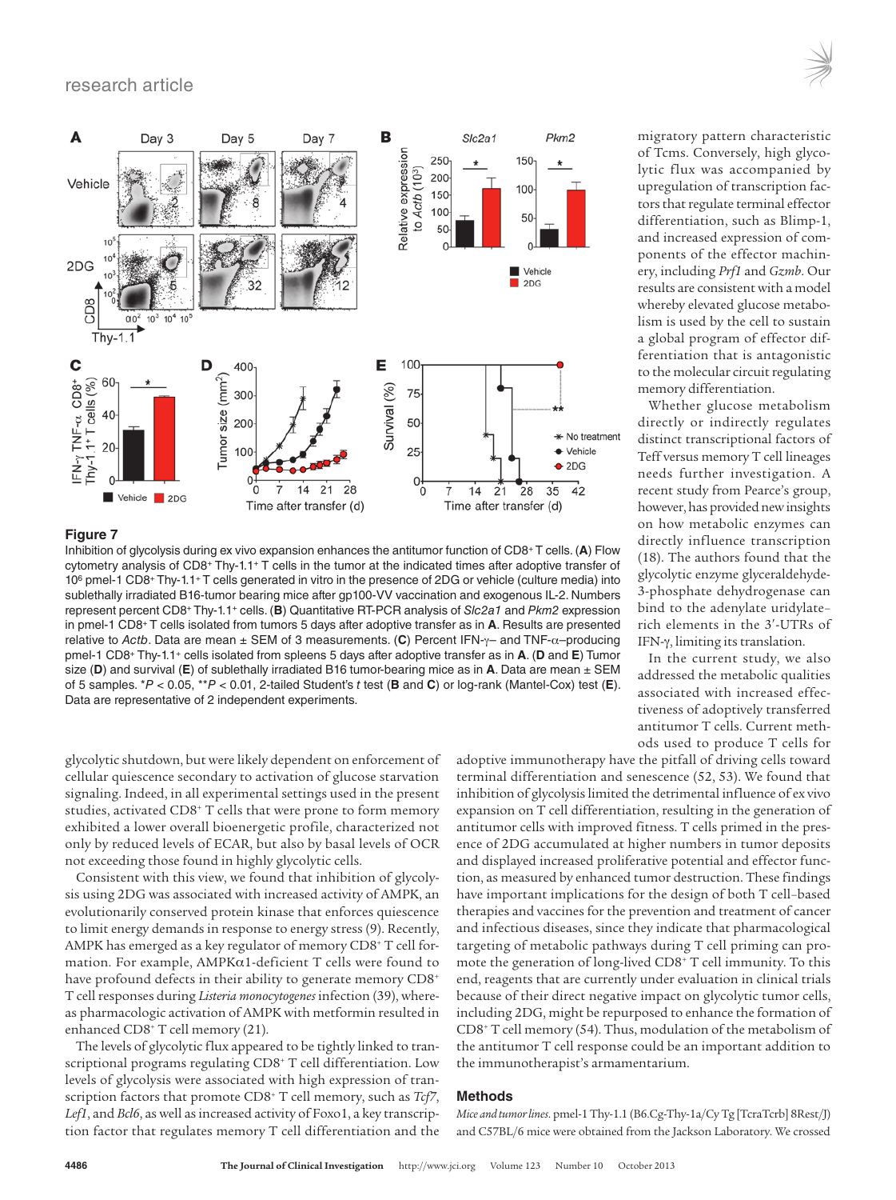migratory pattern characteristic of Tcms. Conversely, high glycolytic flux was accompanied by upregulation of transcription factors that regulate terminal effector differentiation, such as Blimp-1, and increased expression of components of the effector machinery, including *Prf1* and *Gzmb*. Our results are consistent with a model whereby elevated glucose metabolism is used by the cell to sustain a global program of effector differentiation that is antagonistic to the molecular circuit regulating memory differentiation.

Whether glucose metabolism directly or indirectly regulates distinct transcriptional factors of Teff versus memory T cell lineages needs further investigation. A recent study from Pearce's group, however, has provided new insights on how metabolic enzymes can directly influence transcription (18). The authors found that the glycolytic enzyme glyceraldehyde-3-phosphate dehydrogenase can bind to the adenylate uridylate-rich elements in the 3′-UTRs of IFN-γ, limiting its translation.

In the current study, we also addressed the metabolic qualities associated with increased effectiveness of adoptively transferred antitumor T cells. Current methods used to produce T cells for adoptive immunotherapy have the pitfall of driving cells toward terminal differentiation and senescence (52, 53). We found that inhibition of glycolysis limited the detrimental influence of ex vivo expansion on T cell differentiation, resulting in the generation of antitumor cells with improved fitness. T cells primed in the presence of 2DG accumulated at higher numbers in tumor deposits and displayed increased proliferative potential and effector function, as measured by enhanced tumor destruction. These findings have important implications for the design of both T cell–based therapies and vaccines for the prevention and treatment of cancer and infectious diseases, since they indicate that pharmacological targeting of metabolic pathways during T cell priming can promote the generation of long-lived $CD8^+$ T cell immunity. To this end, reagents that are currently under evaluation in clinical trials because of their direct negative impact on glycolytic tumor cells, including 2DG, might be repurposed to enhance the formation of $CD8^+$ T cell memory (54). Thus, modulation of the metabolism of the antitumor T cell response could be an important addition to the immunotherapist's armamentarium.

**Figure 7**

Inhibition of glycolysis during ex vivo expansion enhances the antitumor function of $CD8^+$ T cells. (**A**) Flow cytometry analysis of $CD8^+$ Thy-1.1$^+$ T cells in the tumor at the indicated times after adoptive transfer of $10^6$ pmel-1 $CD8^+$ Thy-1.1$^+$ T cells generated in vitro in the presence of 2DG or vehicle (culture media) into sublethally irradiated B16-tumor bearing mice after gp100-VV vaccination and exogenous IL-2. Numbers represent percent $CD8^+$ Thy-1.1$^+$ cells. (**B**) Quantitative RT-PCR analysis of *Slc2a1* and *Pkm2* expression in pmel-1 $CD8^+$ T cells isolated from tumors 5 days after adoptive transfer as in **A**. Results are presented relative to *Actb*. Data are mean ± SEM of 3 measurements. (**C**) Percent IFN-γ– and TNF-α–producing pmel-1 $CD8^+$ Thy-1.1$^+$ cells isolated from spleens 5 days after adoptive transfer as in **A**. (**D** and **E**) Tumor size (**D**) and survival (**E**) of sublethally irradiated B16 tumor-bearing mice as in **A**. Data are mean ± SEM of 5 samples. \*$P < 0.05$, \*\*$P < 0.01$, 2-tailed Student's *t* test (**B** and **C**) or log-rank (Mantel-Cox) test (**E**). Data are representative of 2 independent experiments.

glycolytic shutdown, but were likely dependent on enforcement of cellular quiescence secondary to activation of glucose starvation signaling. Indeed, in all experimental settings used in the present studies, activated $CD8^+$ T cells that were prone to form memory exhibited a lower overall bioenergetic profile, characterized not only by reduced levels of ECAR, but also by basal levels of OCR not exceeding those found in highly glycolytic cells.

Consistent with this view, we found that inhibition of glycolysis using 2DG was associated with increased activity of AMPK, an evolutionarily conserved protein kinase that enforces quiescence to limit energy demands in response to energy stress (9). Recently, AMPK has emerged as a key regulator of memory $CD8^+$ T cell formation. For example, AMPKα1-deficient T cells were found to have profound defects in their ability to generate memory $CD8^+$ T cell responses during *Listeria monocytogenes* infection (39), whereas pharmacologic activation of AMPK with metformin resulted in enhanced $CD8^+$ T cell memory (21).

The levels of glycolytic flux appeared to be tightly linked to transcriptional programs regulating $CD8^+$ T cell differentiation. Low levels of glycolysis were associated with high expression of transcription factors that promote $CD8^+$ T cell memory, such as *Tcf7*, *Lef1*, and *Bcl6*, as well as increased activity of Foxo1, a key transcription factor that regulates memory T cell differentiation and the

## Methods

*Mice and tumor lines.* pmel-1 Thy-1.1 (B6.Cg-Thy-1a/Cy Tg [TcraTcrb] 8Rest/J) and C57BL/6 mice were obtained from the Jackson Laboratory. We crossed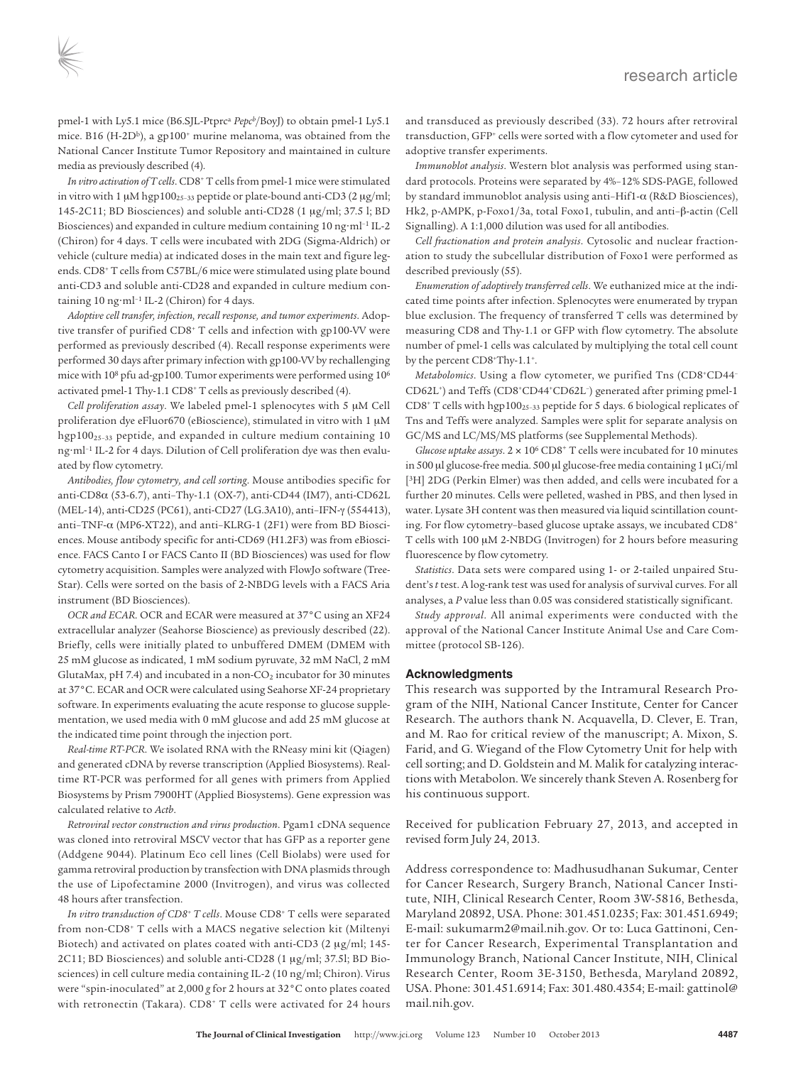pmel-1 with Ly5.1 mice (B6.SJL-Ptprc[a] *Pepc*[b]/BoyJ) to obtain pmel-1 Ly5.1 mice. B16 (H-2D[b]), a gp100⁺ murine melanoma, was obtained from the National Cancer Institute Tumor Repository and maintained in culture media as previously described (4).

*In vitro activation of T cells*. CD8⁺ T cells from pmel-1 mice were stimulated in vitro with 1 μM hgp100$_{25–33}$ peptide or plate-bound anti-CD3 (2 μg/ml; 145-2C11; BD Biosciences) and soluble anti-CD28 (1 μg/ml; 37.5 l; BD Biosciences) and expanded in culture medium containing 10 ng·ml$^{-1}$ IL-2 (Chiron) for 4 days. T cells were incubated with 2DG (Sigma-Aldrich) or vehicle (culture media) at indicated doses in the main text and figure legends. CD8⁺ T cells from C57BL/6 mice were stimulated using plate bound anti-CD3 and soluble anti-CD28 and expanded in culture medium containing 10 ng·ml$^{-1}$ IL-2 (Chiron) for 4 days.

*Adoptive cell transfer, infection, recall response, and tumor experiments*. Adoptive transfer of purified CD8⁺ T cells and infection with gp100-VV were performed as previously described (4). Recall response experiments were performed 30 days after primary infection with gp100-VV by rechallenging mice with $10^8$ pfu ad-gp100. Tumor experiments were performed using $10^6$ activated pmel-1 Thy-1.1 CD8⁺ T cells as previously described (4).

*Cell proliferation assay*. We labeled pmel-1 splenocytes with 5 μM Cell proliferation dye eFluor670 (eBioscience), stimulated in vitro with 1 μM hgp100$_{25–33}$ peptide, and expanded in culture medium containing 10 ng·ml$^{-1}$ IL-2 for 4 days. Dilution of Cell proliferation dye was then evaluated by flow cytometry.

*Antibodies, flow cytometry, and cell sorting*. Mouse antibodies specific for anti-CD8α (53-6.7), anti–Thy-1.1 (OX-7), anti-CD44 (IM7), anti-CD62L (MEL-14), anti-CD25 (PC61), anti-CD27 (LG.3A10), anti–IFN-γ (554413), anti–TNF-α (MP6-XT22), and anti–KLRG-1 (2F1) were from BD Biosciences. Mouse antibody specific for anti-CD69 (H1.2F3) was from eBioscience. FACS Canto I or FACS Canto II (BD Biosciences) was used for flow cytometry acquisition. Samples were analyzed with FlowJo software (TreeStar). Cells were sorted on the basis of 2-NBDG levels with a FACS Aria instrument (BD Biosciences).

*OCR and ECAR*. OCR and ECAR were measured at 37°C using an XF24 extracellular analyzer (Seahorse Bioscience) as previously described (22). Briefly, cells were initially plated to unbuffered DMEM (DMEM with 25 mM glucose as indicated, 1 mM sodium pyruvate, 32 mM NaCl, 2 mM GlutaMax, pH 7.4) and incubated in a non-$CO_2$ incubator for 30 minutes at 37°C. ECAR and OCR were calculated using Seahorse XF-24 proprietary software. In experiments evaluating the acute response to glucose supplementation, we used media with 0 mM glucose and add 25 mM glucose at the indicated time point through the injection port.

*Real-time RT-PCR*. We isolated RNA with the RNeasy mini kit (Qiagen) and generated cDNA by reverse transcription (Applied Biosystems). Real-time RT-PCR was performed for all genes with primers from Applied Biosystems by Prism 7900HT (Applied Biosystems). Gene expression was calculated relative to *Actb*.

*Retroviral vector construction and virus production*. Pgam1 cDNA sequence was cloned into retroviral MSCV vector that has GFP as a reporter gene (Addgene 9044). Platinum Eco cell lines (Cell Biolabs) were used for gamma retroviral production by transfection with DNA plasmids through the use of Lipofectamine 2000 (Invitrogen), and virus was collected 48 hours after transfection.

*In vitro transduction of CD8⁺ T cells*. Mouse CD8⁺ T cells were separated from non-CD8⁺ T cells with a MACS negative selection kit (Miltenyi Biotech) and activated on plates coated with anti-CD3 (2 μg/ml; 145-2C11; BD Biosciences) and soluble anti-CD28 (1 μg/ml; 37.5l; BD Biosciences) in cell culture media containing IL-2 (10 ng/ml; Chiron). Virus were "spin-inoculated" at 2,000 *g* for 2 hours at 32°C onto plates coated with retronectin (Takara). CD8⁺ T cells were activated for 24 hours and transduced as previously described (33). 72 hours after retroviral transduction, GFP⁺ cells were sorted with a flow cytometer and used for adoptive transfer experiments.

*Immunoblot analysis*. Western blot analysis was performed using standard protocols. Proteins were separated by 4%–12% SDS-PAGE, followed by standard immunoblot analysis using anti–Hif1-α (R&D Biosciences), Hk2, p-AMPK, p-Foxo1/3a, total Foxo1, tubulin, and anti–β-actin (Cell Signalling). A 1:1,000 dilution was used for all antibodies.

*Cell fractionation and protein analysis*. Cytosolic and nuclear fractionation to study the subcellular distribution of Foxo1 were performed as described previously (55).

*Enumeration of adoptively transferred cells*. We euthanized mice at the indicated time points after infection. Splenocytes were enumerated by trypan blue exclusion. The frequency of transferred T cells was determined by measuring CD8 and Thy-1.1 or GFP with flow cytometry. The absolute number of pmel-1 cells was calculated by multiplying the total cell count by the percent CD8⁺Thy-1.1⁺.

*Metabolomics*. Using a flow cytometer, we purified Tns (CD8⁺CD44⁻CD62L⁺) and Teffs (CD8⁺CD44⁺CD62L⁻) generated after priming pmel-1 CD8⁺ T cells with hgp100$_{25–33}$ peptide for 5 days. 6 biological replicates of Tns and Teffs were analyzed. Samples were split for separate analysis on GC/MS and LC/MS/MS platforms (see Supplemental Methods).

*Glucose uptake assays*. $2 \times 10^6$ CD8⁺ T cells were incubated for 10 minutes in 500 μl glucose-free media. 500 μl glucose-free media containing 1 μCi/ml [$^3$H] 2DG (Perkin Elmer) was then added, and cells were incubated for a further 20 minutes. Cells were pelleted, washed in PBS, and then lysed in water. Lysate 3H content was then measured via liquid scintillation counting. For flow cytometry–based glucose uptake assays, we incubated CD8⁺ T cells with 100 μM 2-NBDG (Invitrogen) for 2 hours before measuring fluorescence by flow cytometry.

*Statistics*. Data sets were compared using 1- or 2-tailed unpaired Student's *t* test. A log-rank test was used for analysis of survival curves. For all analyses, a $P$ value less than 0.05 was considered statistically significant.

*Study approval*. All animal experiments were conducted with the approval of the National Cancer Institute Animal Use and Care Committee (protocol SB-126).

## Acknowledgments

This research was supported by the Intramural Research Program of the NIH, National Cancer Institute, Center for Cancer Research. The authors thank N. Acquavella, D. Clever, E. Tran, and M. Rao for critical review of the manuscript; A. Mixon, S. Farid, and G. Wiegand of the Flow Cytometry Unit for help with cell sorting; and D. Goldstein and M. Malik for catalyzing interactions with Metabolon. We sincerely thank Steven A. Rosenberg for his continuous support.

Received for publication February 27, 2013, and accepted in revised form July 24, 2013.

Address correspondence to: Madhusudhanan Sukumar, Center for Cancer Research, Surgery Branch, National Cancer Institute, NIH, Clinical Research Center, Room 3W-5816, Bethesda, Maryland 20892, USA. Phone: 301.451.0235; Fax: 301.451.6949; E-mail: sukumarm2@mail.nih.gov. Or to: Luca Gattinoni, Center for Cancer Research, Experimental Transplantation and Immunology Branch, National Cancer Institute, NIH, Clinical Research Center, Room 3E-3150, Bethesda, Maryland 20892, USA. Phone: 301.451.6914; Fax: 301.480.4354; E-mail: gattinol@mail.nih.gov.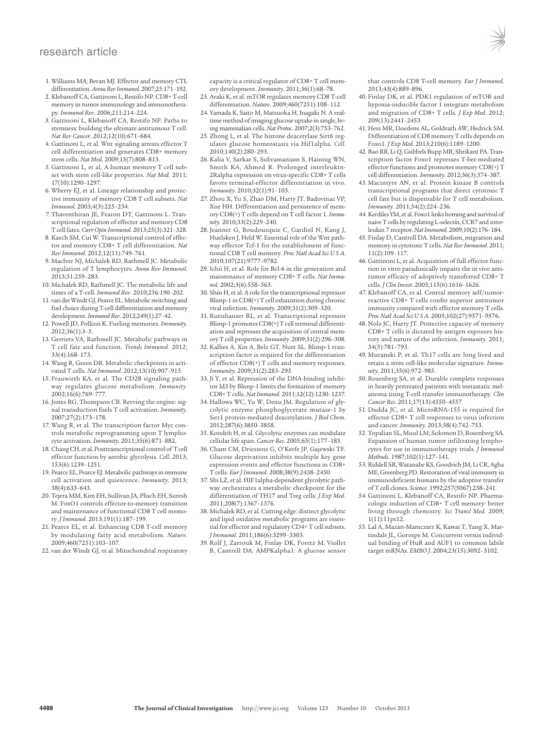1. Williams MA, Bevan MJ. Effector and memory CTL differentiation. *Annu Rev Immunol*. 2007;25:171–192.
2. Klebanoff CA, Gattinoni L, Restifo NP. CD8+ T-cell memory in tumor immunology and immunotherapy. *Immunol Rev*. 2006;211:214–224.
3. Gattinoni L, Klebanoff CA, Restifo NP. Paths to stemness: building the ultimate antitumour T cell. *Nat Rev Cancer*. 2012;12(10):671–684.
4. Gattinoni L, et al. Wnt signaling arrests effector T cell differentiation and generates CD8+ memory stem cells. *Nat Med*. 2009;15(7):808–813.
5. Gattinoni L, et al. A human memory T cell subset with stem cell-like properties. *Nat Med*. 2011; 17(10):1290–1297.
6. Wherry EJ, et al. Lineage relationship and protective immunity of memory CD8 T cell subsets. *Nat Immunol*. 2003;4(3):225–234.
7. Thaventhiran JE, Fearon DT, Gattinoni L. Transcriptional regulation of effector and memory CD8 T cell fates. *Curr Opin Immunol*. 2013;25(3):321–328.
8. Kaech SM, Cui W. Transcriptional control of effector and memory CD8+ T cell differentiation. *Nat Rev Immunol*. 2012;12(11):749–761.
9. MacIver NJ, Michalek RD, Rathmell JC. Metabolic regulation of T lymphocytes. *Annu Rev Immunol*. 2013;31:259–283.
10. Michalek RD, Rathmell JC. The metabolic life and times of a T-cell. *Immunol Rev*. 2010;236:190–202.
11. van der Windt GJ, Pearce EL. Metabolic switching and fuel choice during T-cell differentiation and memory development. *Immunol Rev*. 2012;249(1):27–42.
12. Powell JD, Pollizzi K. Fueling memories. *Immunity*. 2012;36(1):3–5.
13. Gerriets VA, Rathmell JC. Metabolic pathways in T cell fate and function. *Trends Immunol*. 2012; 33(4):168–173.
14. Wang R, Green DR. Metabolic checkpoints in activated T cells. *Nat Immunol*. 2012;13(10):907–915.
15. Frauwirth KA, et al. The CD28 signaling pathway regulates glucose metabolism. *Immunity*. 2002;16(6):769–777.
16. Jones RG, Thompson CB. Revving the engine: signal transduction fuels T cell activation. *Immunity*. 2007;27(2):173–178.
17. Wang R, et al. The transcription factor Myc controls metabolic reprogramming upon T lymphocyte activation. *Immunity*. 2011;35(6):871–882.
18. Chang CH, et al. Posttranscriptional control of T cell effector function by aerobic glycolysis. *Cell*. 2013; 153(6):1239–1251.
19. Pearce EL, Pearce EJ. Metabolic pathways in immune cell activation and quiescence. *Immunity*. 2013; 38(4):633–643.
20. Tejera MM, Kim EH, Sullivan JA, Plisch EH, Suresh M. FoxO1 controls effector-to-memory transition and maintenance of functional CD8 T cell memory. *J Immunol*. 2013;191(1):187–199.
21. Pearce EL, et al. Enhancing CD8 T-cell memory by modulating fatty acid metabolism. *Nature*. 2009;460(7251):103–107.
22. van der Windt GJ, et al. Mitochondrial respiratory capacity is a critical regulator of CD8+ T cell memory development. *Immunity*. 2011;36(1):68–78.
23. Araki K, et al. mTOR regulates memory CD8 T-cell differentiation. *Nature*. 2009;460(7251):108–112.
24. Yamada K, Saito M, Matsuoka H, Inagaki N. A real-time method of imaging glucose uptake in single, living mammalian cells. *Nat Protoc*. 2007;2(3):753–762.
25. Zhong L, et al. The histone deacetylase Sirt6 regulates glucose homeostasis via Hif1alpha. *Cell*. 2010;140(2):280–293.
26. Kalia V, Sarkar S, Subramaniam S, Haining WN, Smith KA, Ahmed R. Prolonged interleukin-2Ralpha expression on virus-specific CD8+ T cells favors terminal-effector differentiation in vivo. *Immunity*. 2010;32(1):91–103.
27. Zhou X, Yu S, Zhao DM, Harty JT, Badovinac VP, Xue HH. Differentiation and persistence of memory CD8(+) T cells depend on T cell factor 1. *Immunity*. 2010;33(2):229–240.
28. Jeannet G, Boudousquie C, Gardiol N, Kang J, Huelsken J, Held W. Essential role of the Wnt pathway effector Tcf-1 for the establishment of functional CD8 T cell memory. *Proc Natl Acad Sci U S A*. 2010;107(21):9777–9782.
29. Ichii H, et al. Role for Bcl-6 in the generation and maintenance of memory CD8+ T cells. *Nat Immunol*. 2002;3(6):558–563.
30. Shin H, et al. A role for the transcriptional repressor Blimp-1 in CD8(+) T cell exhaustion during chronic viral infection. *Immunity*. 2009;31(2):309–320.
31. Rutishauser RL, et al. Transcriptional repressor Blimp-1 promotes CD8(+) T cell terminal differentiation and represses the acquisition of central memory T cell properties. *Immunity*. 2009;31(2):296–308.
32. Kallies A, Xin A, Belz GT, Nutt SL. Blimp-1 transcription factor is required for the differentiation of effector CD8(+) T cells and memory responses. *Immunity*. 2009;31(2):283–295.
33. Ji Y, et al. Repression of the DNA-binding inhibitor Id3 by Blimp-1 limits the formation of memory CD8+ T cells. *Nat Immunol*. 2011;12(12):1230–1237.
34. Hallows WC, Yu W, Denu JM. Regulation of glycolytic enzyme phosphoglycerate mutase-1 by Sirt1 protein-mediated deacetylation. *J Biol Chem*. 2012;287(6):3850–3858.
35. Kondoh H, et al. Glycolytic enzymes can modulate cellular life span. *Cancer Res*. 2005;65(1):177–185.
36. Cham CM, Driessens G, O'Keefe JP, Gajewski TF. Glucose deprivation inhibits multiple key gene expression events and effector functions in CD8+ T cells. *Eur J Immunol*. 2008;38(9):2438–2450.
37. Shi LZ, et al. HIF1alpha-dependent glycolytic pathway orchestrates a metabolic checkpoint for the differentiation of TH17 and Treg cells. *J Exp Med*. 2011;208(7):1367–1376.
38. Michalek RD, et al. Cutting edge: distinct glycolytic and lipid oxidative metabolic programs are essential for effector and regulatory CD4+ T cell subsets. *J Immunol*. 2011;186(6):3299–3303.
39. Rolf J, Zarrouk M, Finlay DK, Foretz M, Viollet B, Cantrell DA. AMPKalpha1: A glucose sensor that controls CD8 T-cell memory. *Eur J Immunol*. 2013;43(4):889–896.
40. Finlay DK, et al. PDK1 regulation of mTOR and hypoxia-inducible factor 1 integrate metabolism and migration of CD8+ T cells. *J Exp Med*. 2012; 209(13):2441–2453.
41. Hess MR, Doedens AL, Goldrath AW, Hedrick SM. Differentiation of CD8 memory T cells depends on Foxo1. *J Exp Med*. 2013;210(6):1189–1200.
42. Rao RR, Li Q, Gubbels Bupp MR, Shrikant PA. Transcription factor Foxo1 represses T-bet-mediated effector functions and promotes memory CD8(+) T cell differentiation. *Immunity*. 2012;36(3):374–387.
43. Macintyre AN, et al. Protein kinase B controls transcriptional programs that direct cytotoxic T cell fate but is dispensable for T cell metabolism. *Immunity*. 2011;34(2):224–236.
44. Kerdiles YM, et al. Foxo1 links homing and survival of naive T cells by regulating L-selectin, CCR7 and interleukin 7 receptor. *Nat Immunol*. 2009;10(2):176–184.
45. Finlay D, Cantrell DA. Metabolism, migration and memory in cytotoxic T cells. *Nat Rev Immunol*. 2011; 11(2):109–117.
46. Gattinoni L, et al. Acquisition of full effector function in vitro paradoxically impairs the in vivo antitumor efficacy of adoptively transferred CD8+ T cells. *J Clin Invest*. 2005;115(6):1616–1626.
47. Klebanoff CA, et al. Central memory self/tumor-reactive CD8+ T cells confer superior antitumor immunity compared with effector memory T cells. *Proc Natl Acad Sci U S A*. 2005;102(27):9571–9576.
48. Nolz JC, Harty JT. Protective capacity of memory CD8+ T cells is dictated by antigen exposure history and nature of the infection. *Immunity*. 2011; 34(5):781–793.
49. Muranski P, et al. Th17 cells are long lived and retain a stem cell-like molecular signature. *Immunity*. 2011;35(6):972–985.
50. Rosenberg SA, et al. Durable complete responses in heavily pretreated patients with metastatic melanoma using T-cell transfer immunotherapy. *Clin Cancer Res*. 2011;17(13):4550–4557.
51. Dudda JC, et al. MicroRNA-155 is required for effector CD8+ T cell responses to virus infection and cancer. *Immunity*. 2013;38(4):742–753.
52. Topalian SL, Muul LM, Solomon D, Rosenberg SA. Expansion of human tumor infiltrating lymphocytes for use in immunotherapy trials. *J Immunol Methods*. 1987;102(1):127–141.
53. Riddell SR, Watanabe KS, Goodrich JM, Li CR, Agha ME, Greenberg PD. Restoration of viral immunity in immunodeficient humans by the adoptive transfer of T cell clones. *Science*. 1992;257(5067):238–241.
54. Gattinoni L, Klebanoff CA, Restifo NP. Pharmacologic induction of CD8+ T cell memory: better living through chemistry. *Sci Transl Med*. 2009; 1(11):11ps12.
55. Lal A, Mazan-Mamczarz K, Kawai T, Yang X, Martindale JL, Gorospe M. Concurrent versus individual binding of HuR and AUF1 to common labile target mRNAs. *EMBO J*. 2004;23(15):3092–3102.